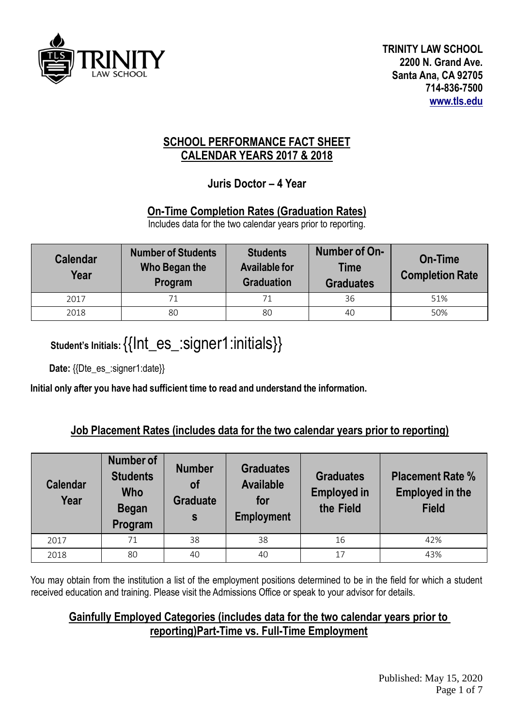**TRINITY LAW SCHOOL**
**2200 N. Grand Ave.**
**Santa Ana, CA 92705**
**714-836-7500**
**www.tls.edu**

## SCHOOL PERFORMANCE FACT SHEET
## CALENDAR YEARS 2017 & 2018

### Juris Doctor – 4 Year

### On-Time Completion Rates (Graduation Rates)

Includes data for the two calendar years prior to reporting.

| Calendar Year | Number of Students Who Began the Program | Students Available for Graduation | Number of On-Time Graduates | On-Time Completion Rate |
|---|---|---|---|---|
| 2017 | 71 | 71 | 36 | 51% |
| 2018 | 80 | 80 | 40 | 50% |

**Student's Initials:** {{Int_es_:signer1:initials}}

**Date:** {{Dte_es_:signer1:date}}

**Initial only after you have had sufficient time to read and understand the information.**

### Job Placement Rates (includes data for the two calendar years prior to reporting)

| Calendar Year | Number of Students Who Began Program | Number of Graduates | Graduates Available for Employment | Graduates Employed in the Field | Placement Rate % Employed in the Field |
|---|---|---|---|---|---|
| 2017 | 71 | 38 | 38 | 16 | 42% |
| 2018 | 80 | 40 | 40 | 17 | 43% |

You may obtain from the institution a list of the employment positions determined to be in the field for which a student received education and training. Please visit the Admissions Office or speak to your advisor for details.

### Gainfully Employed Categories (includes data for the two calendar years prior to reporting)Part-Time vs. Full-Time Employment

Published: May 15, 2020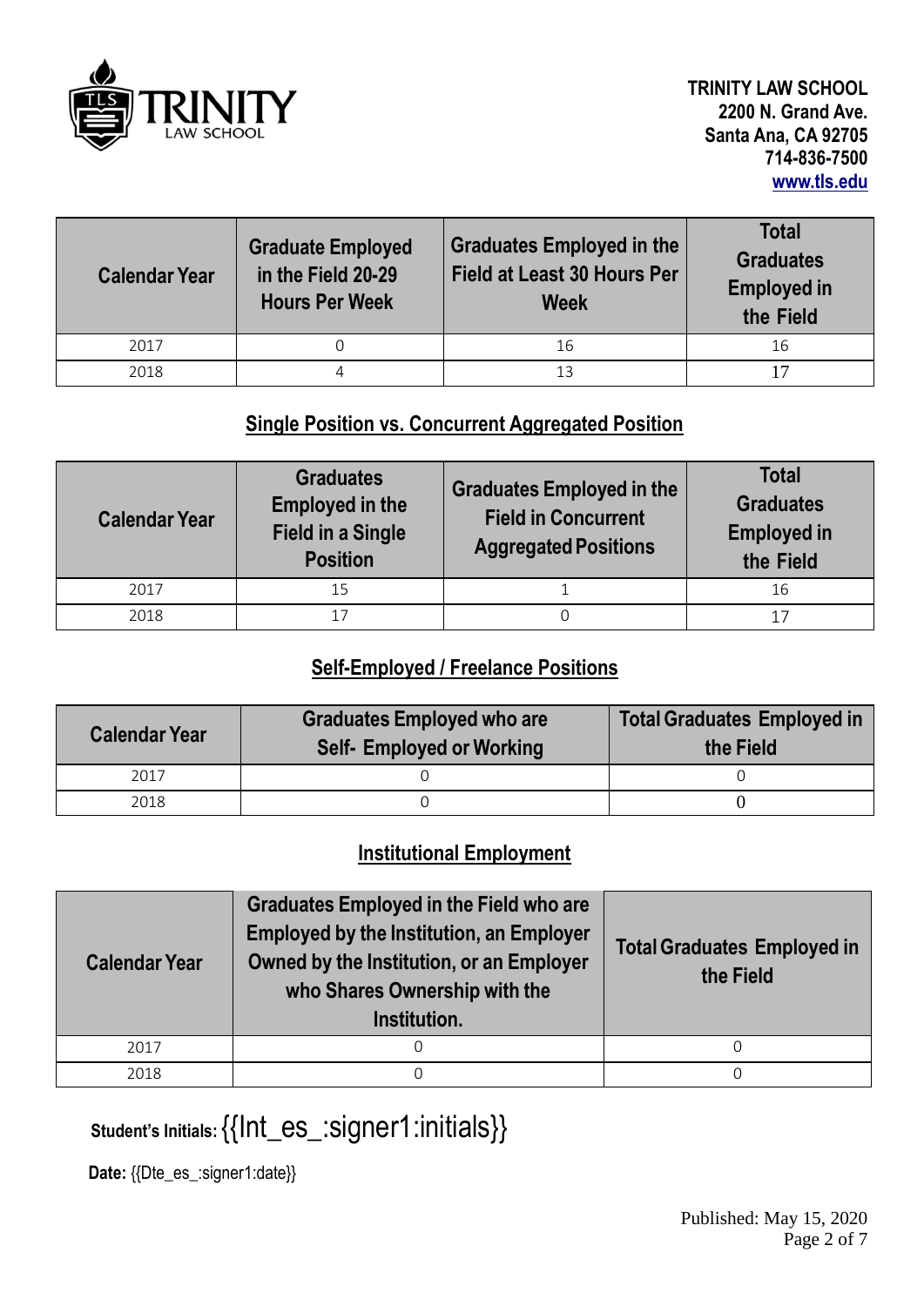TRINITY LAW SCHOOL
2200 N. Grand Ave.
Santa Ana, CA 92705
714-836-7500
www.tls.edu

| Calendar Year | Graduate Employed in the Field 20-29 Hours Per Week | Graduates Employed in the Field at Least 30 Hours Per Week | Total Graduates Employed in the Field |
|---|---|---|---|
| 2017 | 0 | 16 | 16 |
| 2018 | 4 | 13 | 17 |

## Single Position vs. Concurrent Aggregated Position

| Calendar Year | Graduates Employed in the Field in a Single Position | Graduates Employed in the Field in Concurrent Aggregated Positions | Total Graduates Employed in the Field |
|---|---|---|---|
| 2017 | 15 | 1 | 16 |
| 2018 | 17 | 0 | 17 |

## Self-Employed / Freelance Positions

| Calendar Year | Graduates Employed who are Self- Employed or Working | Total Graduates Employed in the Field |
|---|---|---|
| 2017 | 0 | 0 |
| 2018 | 0 | 0 |

## Institutional Employment

| Calendar Year | Graduates Employed in the Field who are Employed by the Institution, an Employer Owned by the Institution, or an Employer who Shares Ownership with the Institution. | Total Graduates Employed in the Field |
|---|---|---|
| 2017 | 0 | 0 |
| 2018 | 0 | 0 |

**Student's Initials:** {{Int_es_:signer1:initials}}

**Date:** {{Dte_es_:signer1:date}}

Published: May 15, 2020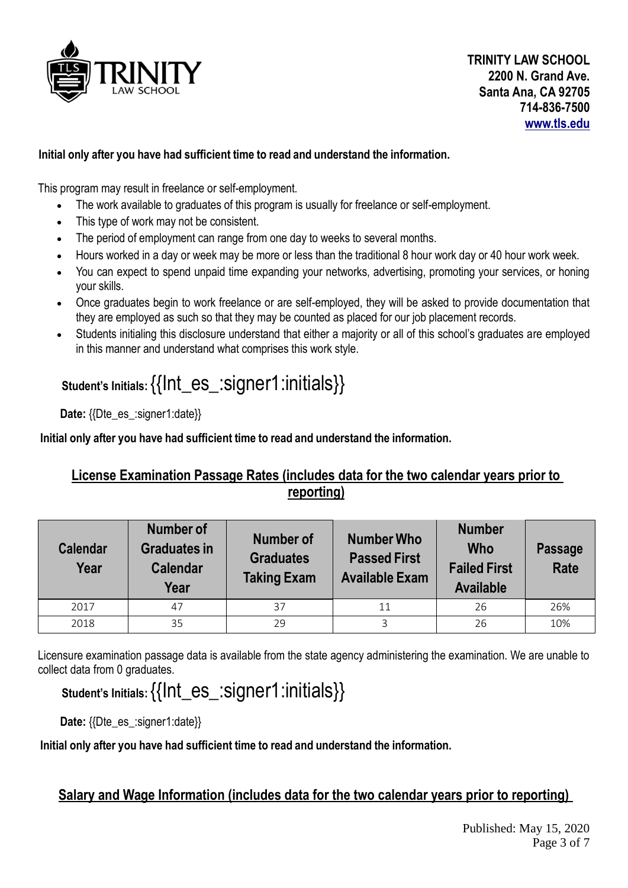**TRINITY LAW SCHOOL**
**2200 N. Grand Ave.**
**Santa Ana, CA 92705**
**714-836-7500**
**www.tls.edu**

**Initial only after you have had sufficient time to read and understand the information.**

This program may result in freelance or self-employment.

- The work available to graduates of this program is usually for freelance or self-employment.
- This type of work may not be consistent.
- The period of employment can range from one day to weeks to several months.
- Hours worked in a day or week may be more or less than the traditional 8 hour work day or 40 hour work week.
- You can expect to spend unpaid time expanding your networks, advertising, promoting your services, or honing your skills.
- Once graduates begin to work freelance or are self-employed, they will be asked to provide documentation that they are employed as such so that they may be counted as placed for our job placement records.
- Students initialing this disclosure understand that either a majority or all of this school's graduates are employed in this manner and understand what comprises this work style.

**Student's Initials:** {{Int_es_:signer1:initials}}

**Date:** {{Dte_es_:signer1:date}}

**Initial only after you have had sufficient time to read and understand the information.**

## License Examination Passage Rates (includes data for the two calendar years prior to reporting)

| Calendar Year | Number of Graduates in Calendar Year | Number of Graduates Taking Exam | Number Who Passed First Available Exam | Number Who Failed First Available | Passage Rate |
|---|---|---|---|---|---|
| 2017 | 47 | 37 | 11 | 26 | 26% |
| 2018 | 35 | 29 | 3 | 26 | 10% |

Licensure examination passage data is available from the state agency administering the examination. We are unable to collect data from 0 graduates.

**Student's Initials:** {{Int_es_:signer1:initials}}

**Date:** {{Dte_es_:signer1:date}}

**Initial only after you have had sufficient time to read and understand the information.**

## Salary and Wage Information (includes data for the two calendar years prior to reporting)

Published: May 15, 2020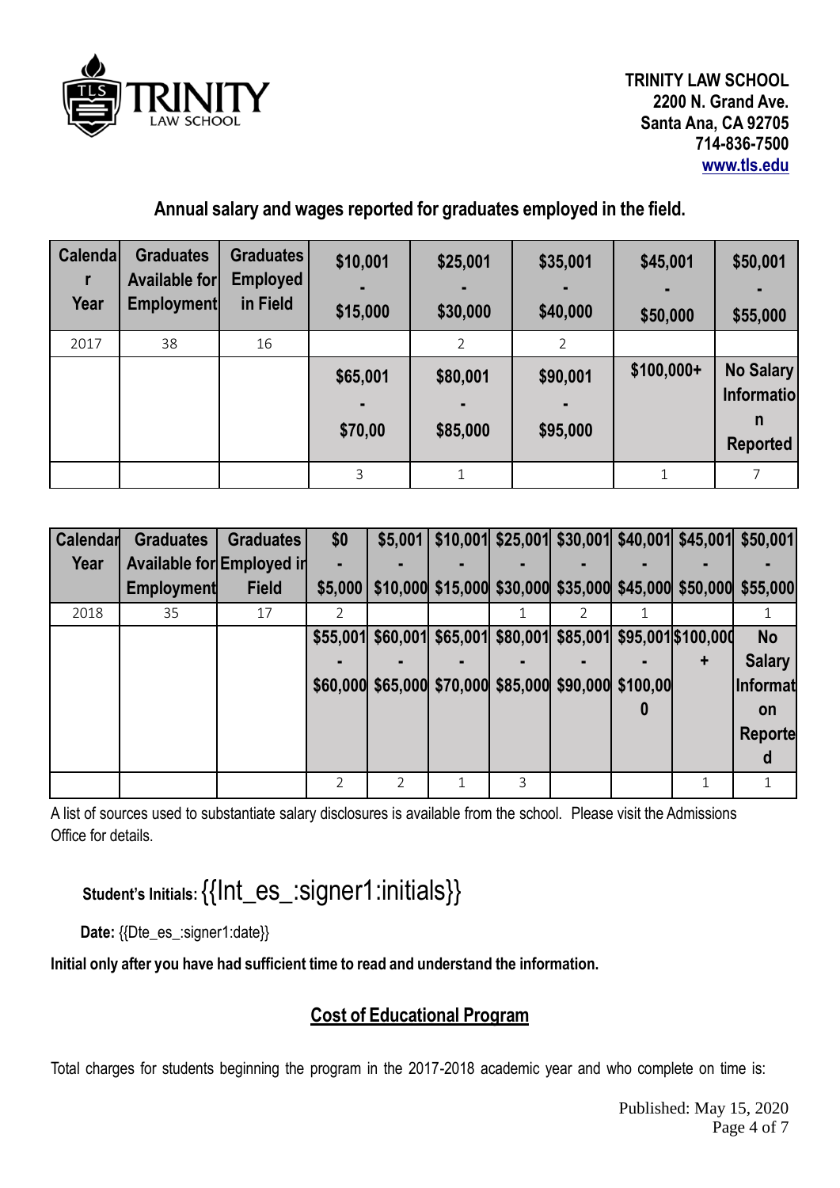**TRINITY LAW SCHOOL**
**2200 N. Grand Ave.**
**Santa Ana, CA 92705**
**714-836-7500**
**www.tls.edu**

### Annual salary and wages reported for graduates employed in the field.

| Calendar Year | Graduates Available for Employment | Graduates Employed in Field | $10,001 - $15,000 | $25,001 - $30,000 | $35,001 - $40,000 | $45,001 - $50,000 | $50,001 - $55,000 |
|---|---|---|---|---|---|---|---|
| 2017 | 38 | 16 | | 2 | 2 | | |
| | | | **$65,001 - $70,00** | **$80,001 - $85,000** | **$90,001 - $95,000** | **$100,000+** | **No Salary Information Reported** |
| | | | 3 | 1 | | 1 | 7 |

| Calendar Year | Graduates Available for Employment | Graduates Employed in Field | $0 - $5,000 | $5,001 - $10,000 | $10,001 - $15,000 | $25,001 - $30,000 | $30,001 - $35,000 | $40,001 - $45,000 | $45,001 - $50,000 | $50,001 - $55,000 |
|---|---|---|---|---|---|---|---|---|---|---|
| 2018 | 35 | 17 | 2 | | | 1 | 2 | 1 | | 1 |
| | | | **$55,001 - $60,000** | **$60,001 - $65,000** | **$65,001 - $70,000** | **$80,001 - $85,000** | **$85,001 - $90,000** | **$95,001 - $100,000** | **$100,000 +** | **No Salary Information Reported** |
| | | | 2 | 2 | 1 | 3 | | | 1 | 1 |

A list of sources used to substantiate salary disclosures is available from the school. Please visit the Admissions Office for details.

**Student's Initials:** {{Int_es_:signer1:initials}}

**Date:** {{Dte_es_:signer1:date}}

**Initial only after you have had sufficient time to read and understand the information.**

## Cost of Educational Program

Total charges for students beginning the program in the 2017-2018 academic year and who complete on time is:

Published: May 15, 2020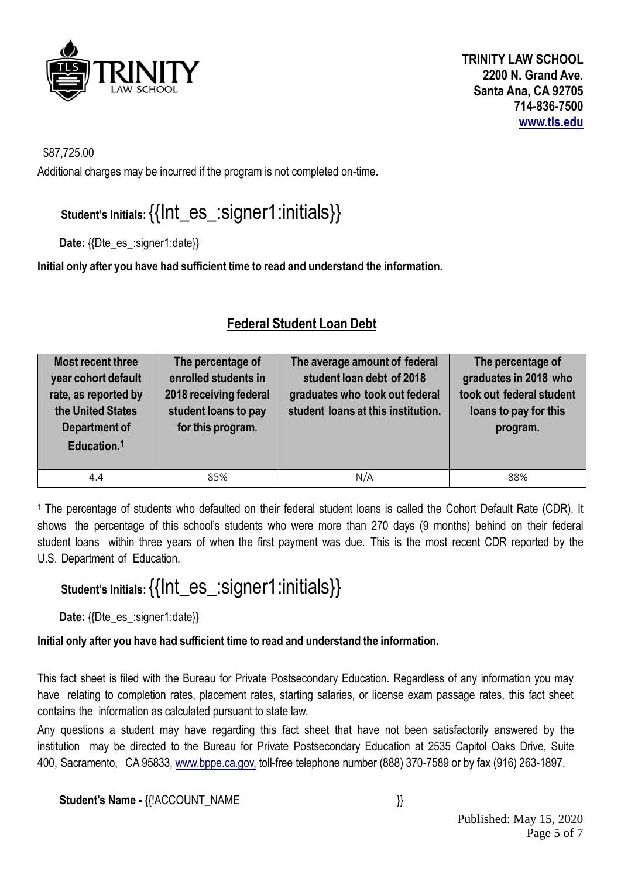**TRINITY LAW SCHOOL**
**2200 N. Grand Ave.**
**Santa Ana, CA 92705**
**714-836-7500**
**www.tls.edu**

$87,725.00

Additional charges may be incurred if the program is not completed on-time.

**Student's Initials:** {{Int_es_:signer1:initials}}

**Date:** {{Dte_es_:signer1:date}}

**Initial only after you have had sufficient time to read and understand the information.**

## Federal Student Loan Debt

| Most recent three year cohort default rate, as reported by the United States Department of Education.[1] | The percentage of enrolled students in 2018 receiving federal student loans to pay for this program. | The average amount of federal student loan debt of 2018 graduates who took out federal student loans at this institution. | The percentage of graduates in 2018 who took out federal student loans to pay for this program. |
|---|---|---|---|
| 4.4 | 85% | N/A | 88% |

[1] The percentage of students who defaulted on their federal student loans is called the Cohort Default Rate (CDR). It shows the percentage of this school's students who were more than 270 days (9 months) behind on their federal student loans within three years of when the first payment was due. This is the most recent CDR reported by the U.S. Department of Education.

**Student's Initials:** {{Int_es_:signer1:initials}}

**Date:** {{Dte_es_:signer1:date}}

**Initial only after you have had sufficient time to read and understand the information.**

This fact sheet is filed with the Bureau for Private Postsecondary Education. Regardless of any information you may have relating to completion rates, placement rates, starting salaries, or license exam passage rates, this fact sheet contains the information as calculated pursuant to state law.

Any questions a student may have regarding this fact sheet that have not been satisfactorily answered by the institution may be directed to the Bureau for Private Postsecondary Education at 2535 Capitol Oaks Drive, Suite 400, Sacramento, CA 95833, www.bppe.ca.gov, toll-free telephone number (888) 370-7589 or by fax (916) 263-1897.

**Student's Name -** {{!ACCOUNT_NAME }}

Published: May 15, 2020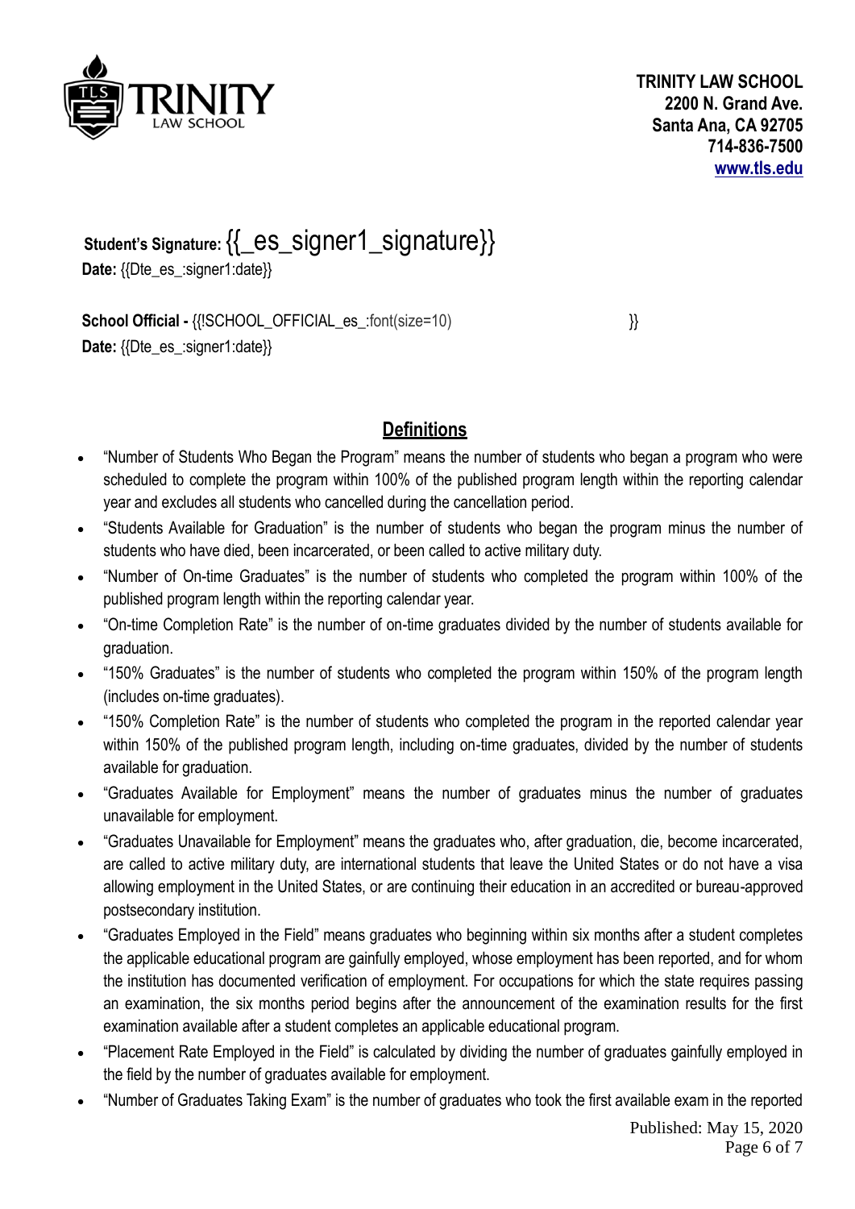**TRINITY LAW SCHOOL**
**2200 N. Grand Ave.**
**Santa Ana, CA 92705**
**714-836-7500**
**[www.tls.edu](http://www.tls.edu)**

**Student's Signature:** {{_es_signer1_signature}}
**Date:** {{Dte_es_:signer1:date}}

**School Official -** {{!SCHOOL_OFFICIAL_es_:font(size=10) }}
**Date:** {{Dte_es_:signer1:date}}

## Definitions

- "Number of Students Who Began the Program" means the number of students who began a program who were scheduled to complete the program within 100% of the published program length within the reporting calendar year and excludes all students who cancelled during the cancellation period.
- "Students Available for Graduation" is the number of students who began the program minus the number of students who have died, been incarcerated, or been called to active military duty.
- "Number of On-time Graduates" is the number of students who completed the program within 100% of the published program length within the reporting calendar year.
- "On-time Completion Rate" is the number of on-time graduates divided by the number of students available for graduation.
- "150% Graduates" is the number of students who completed the program within 150% of the program length (includes on-time graduates).
- "150% Completion Rate" is the number of students who completed the program in the reported calendar year within 150% of the published program length, including on-time graduates, divided by the number of students available for graduation.
- "Graduates Available for Employment" means the number of graduates minus the number of graduates unavailable for employment.
- "Graduates Unavailable for Employment" means the graduates who, after graduation, die, become incarcerated, are called to active military duty, are international students that leave the United States or do not have a visa allowing employment in the United States, or are continuing their education in an accredited or bureau-approved postsecondary institution.
- "Graduates Employed in the Field" means graduates who beginning within six months after a student completes the applicable educational program are gainfully employed, whose employment has been reported, and for whom the institution has documented verification of employment. For occupations for which the state requires passing an examination, the six months period begins after the announcement of the examination results for the first examination available after a student completes an applicable educational program.
- "Placement Rate Employed in the Field" is calculated by dividing the number of graduates gainfully employed in the field by the number of graduates available for employment.
- "Number of Graduates Taking Exam" is the number of graduates who took the first available exam in the reported

Published: May 15, 2020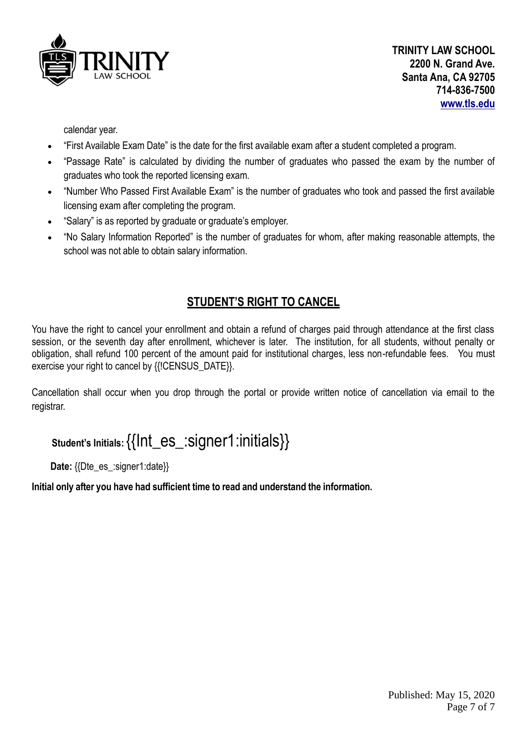calendar year.

- "First Available Exam Date" is the date for the first available exam after a student completed a program.
- "Passage Rate" is calculated by dividing the number of graduates who passed the exam by the number of graduates who took the reported licensing exam.
- "Number Who Passed First Available Exam" is the number of graduates who took and passed the first available licensing exam after completing the program.
- "Salary" is as reported by graduate or graduate's employer.
- "No Salary Information Reported" is the number of graduates for whom, after making reasonable attempts, the school was not able to obtain salary information.

## STUDENT'S RIGHT TO CANCEL

You have the right to cancel your enrollment and obtain a refund of charges paid through attendance at the first class session, or the seventh day after enrollment, whichever is later. The institution, for all students, without penalty or obligation, shall refund 100 percent of the amount paid for institutional charges, less non-refundable fees. You must exercise your right to cancel by {{!CENSUS_DATE}}.

Cancellation shall occur when you drop through the portal or provide written notice of cancellation via email to the registrar.

**Student's Initials:** {{Int_es_:signer1:initials}}

**Date:** {{Dte_es_:signer1:date}}

**Initial only after you have had sufficient time to read and understand the information.**

Published: May 15, 2020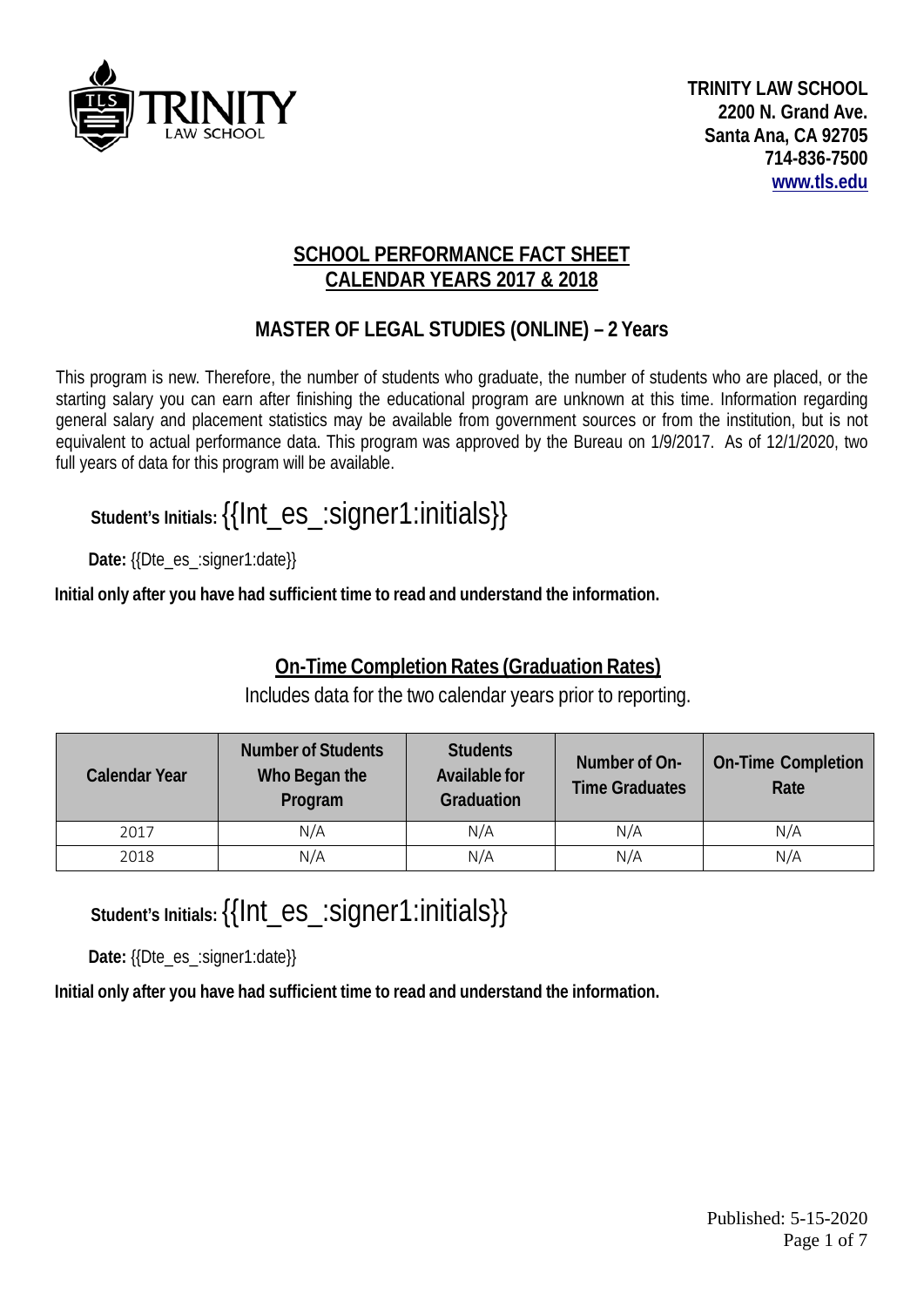**TRINITY LAW SCHOOL**
**2200 N. Grand Ave.**
**Santa Ana, CA 92705**
**714-836-7500**
**[www.tls.edu](http://www.tls.edu)**

## SCHOOL PERFORMANCE FACT SHEET
## CALENDAR YEARS 2017 & 2018

### MASTER OF LEGAL STUDIES (ONLINE) – 2 Years

This program is new. Therefore, the number of students who graduate, the number of students who are placed, or the starting salary you can earn after finishing the educational program are unknown at this time. Information regarding general salary and placement statistics may be available from government sources or from the institution, but is not equivalent to actual performance data. This program was approved by the Bureau on 1/9/2017. As of 12/1/2020, two full years of data for this program will be available.

**Student's Initials:** {{Int_es_:signer1:initials}}

**Date:** {{Dte_es_:signer1:date}}

**Initial only after you have had sufficient time to read and understand the information.**

## On-Time Completion Rates (Graduation Rates)

Includes data for the two calendar years prior to reporting.

| Calendar Year | Number of Students Who Began the Program | Students Available for Graduation | Number of On-Time Graduates | On-Time Completion Rate |
|---|---|---|---|---|
| 2017 | N/A | N/A | N/A | N/A |
| 2018 | N/A | N/A | N/A | N/A |

**Student's Initials:** {{Int_es_:signer1:initials}}

**Date:** {{Dte_es_:signer1:date}}

**Initial only after you have had sufficient time to read and understand the information.**

Published: 5-15-2020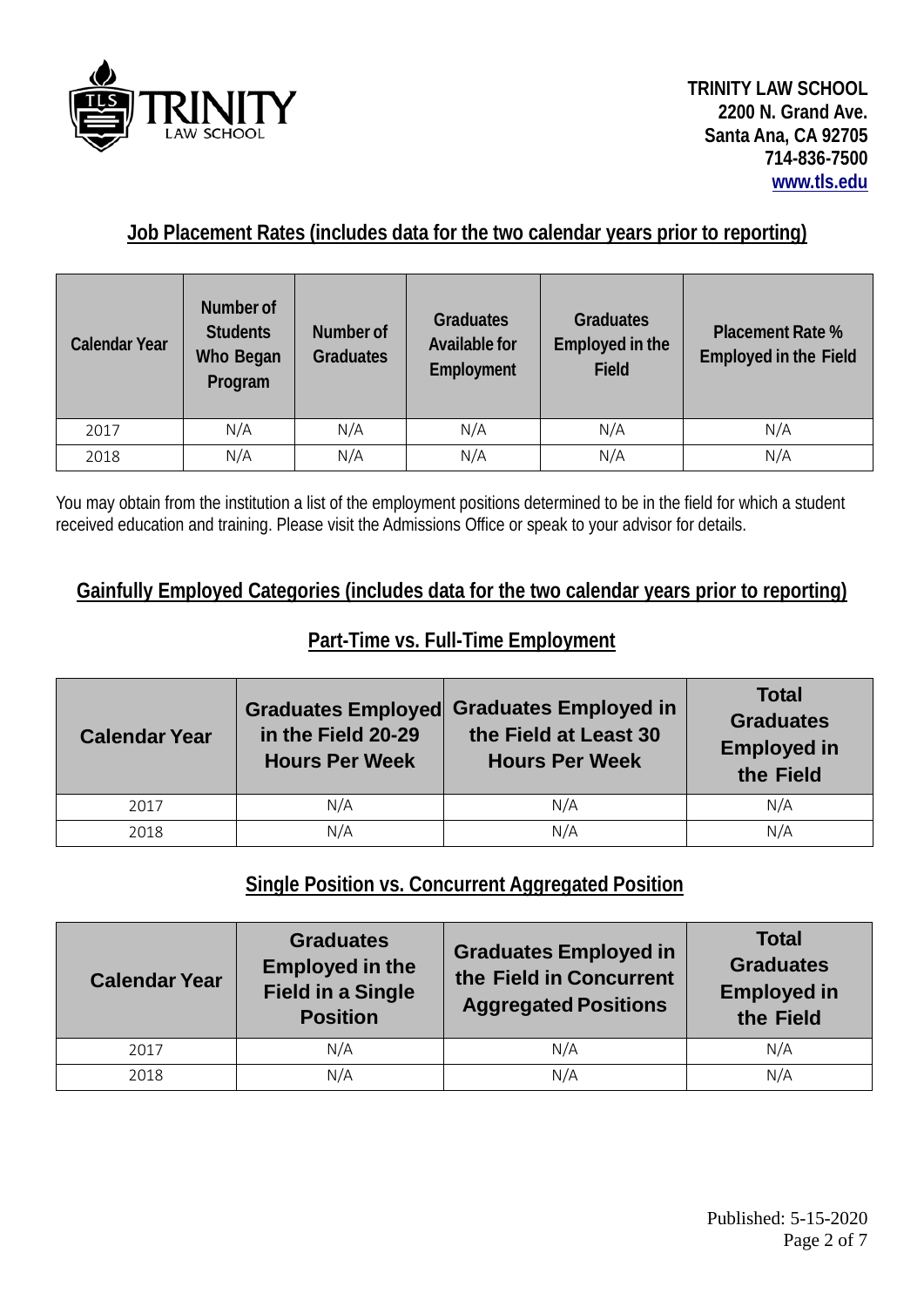TRINITY LAW SCHOOL
2200 N. Grand Ave.
Santa Ana, CA 92705
714-836-7500
www.tls.edu

## Job Placement Rates (includes data for the two calendar years prior to reporting)

| Calendar Year | Number of Students Who Began Program | Number of Graduates | Graduates Available for Employment | Graduates Employed in the Field | Placement Rate % Employed in the Field |
|---|---|---|---|---|---|
| 2017 | N/A | N/A | N/A | N/A | N/A |
| 2018 | N/A | N/A | N/A | N/A | N/A |

You may obtain from the institution a list of the employment positions determined to be in the field for which a student received education and training. Please visit the Admissions Office or speak to your advisor for details.

## Gainfully Employed Categories (includes data for the two calendar years prior to reporting)

### Part-Time vs. Full-Time Employment

| Calendar Year | Graduates Employed in the Field 20-29 Hours Per Week | Graduates Employed in the Field at Least 30 Hours Per Week | Total Graduates Employed in the Field |
|---|---|---|---|
| 2017 | N/A | N/A | N/A |
| 2018 | N/A | N/A | N/A |

### Single Position vs. Concurrent Aggregated Position

| Calendar Year | Graduates Employed in the Field in a Single Position | Graduates Employed in the Field in Concurrent Aggregated Positions | Total Graduates Employed in the Field |
|---|---|---|---|
| 2017 | N/A | N/A | N/A |
| 2018 | N/A | N/A | N/A |

Published: 5-15-2020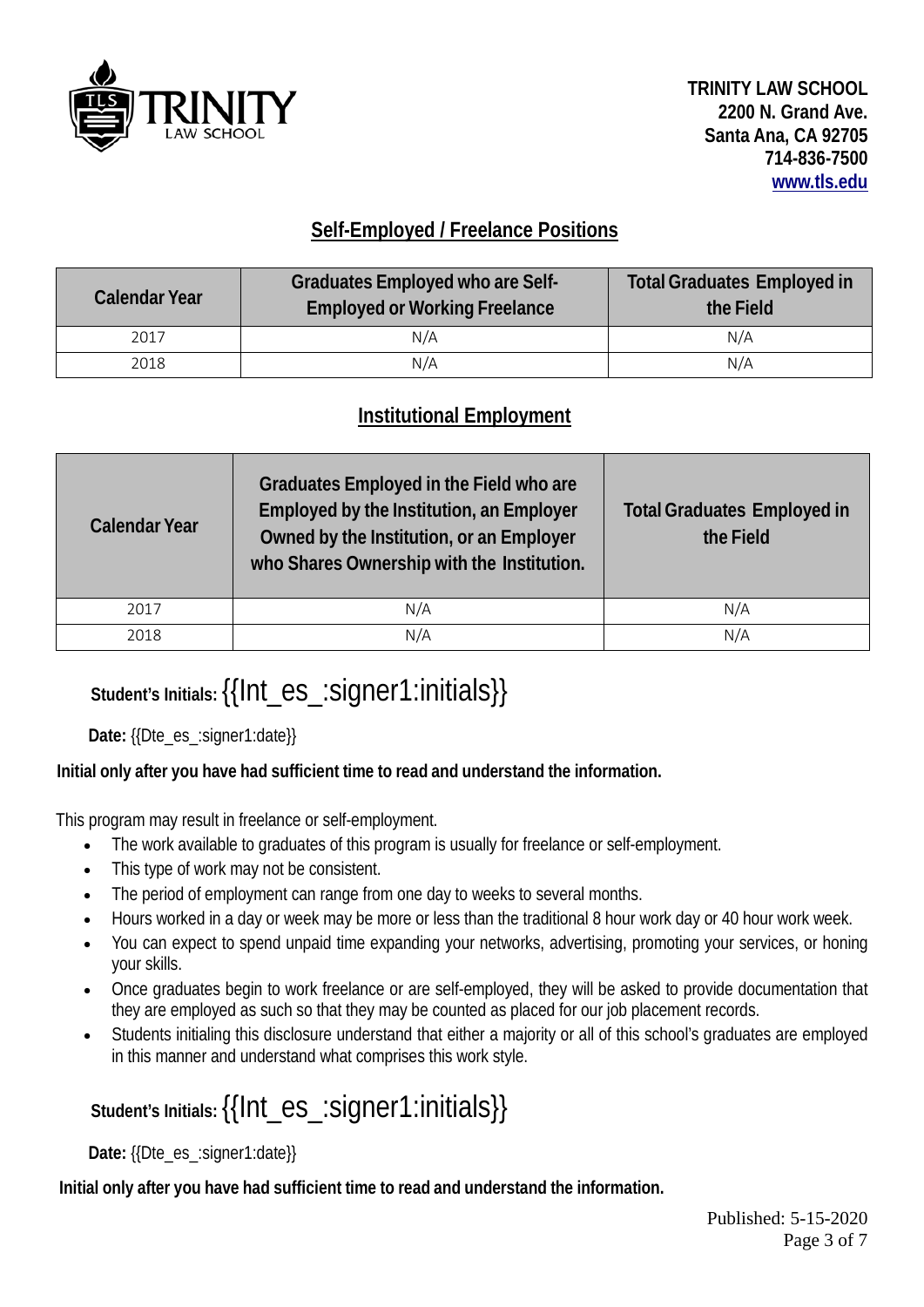TRINITY LAW SCHOOL
2200 N. Grand Ave.
Santa Ana, CA 92705
714-836-7500
www.tls.edu

## Self-Employed / Freelance Positions

| Calendar Year | Graduates Employed who are Self-Employed or Working Freelance | Total Graduates Employed in the Field |
|---|---|---|
| 2017 | N/A | N/A |
| 2018 | N/A | N/A |

## Institutional Employment

| Calendar Year | Graduates Employed in the Field who are Employed by the Institution, an Employer Owned by the Institution, or an Employer who Shares Ownership with the Institution. | Total Graduates Employed in the Field |
|---|---|---|
| 2017 | N/A | N/A |
| 2018 | N/A | N/A |

**Student's Initials:** {{Int_es_:signer1:initials}}

**Date:** {{Dte_es_:signer1:date}}

**Initial only after you have had sufficient time to read and understand the information.**

This program may result in freelance or self-employment.

- The work available to graduates of this program is usually for freelance or self-employment.
- This type of work may not be consistent.
- The period of employment can range from one day to weeks to several months.
- Hours worked in a day or week may be more or less than the traditional 8 hour work day or 40 hour work week.
- You can expect to spend unpaid time expanding your networks, advertising, promoting your services, or honing your skills.
- Once graduates begin to work freelance or are self-employed, they will be asked to provide documentation that they are employed as such so that they may be counted as placed for our job placement records.
- Students initialing this disclosure understand that either a majority or all of this school's graduates are employed in this manner and understand what comprises this work style.

**Student's Initials:** {{Int_es_:signer1:initials}}

**Date:** {{Dte_es_:signer1:date}}

**Initial only after you have had sufficient time to read and understand the information.**

Published: 5-15-2020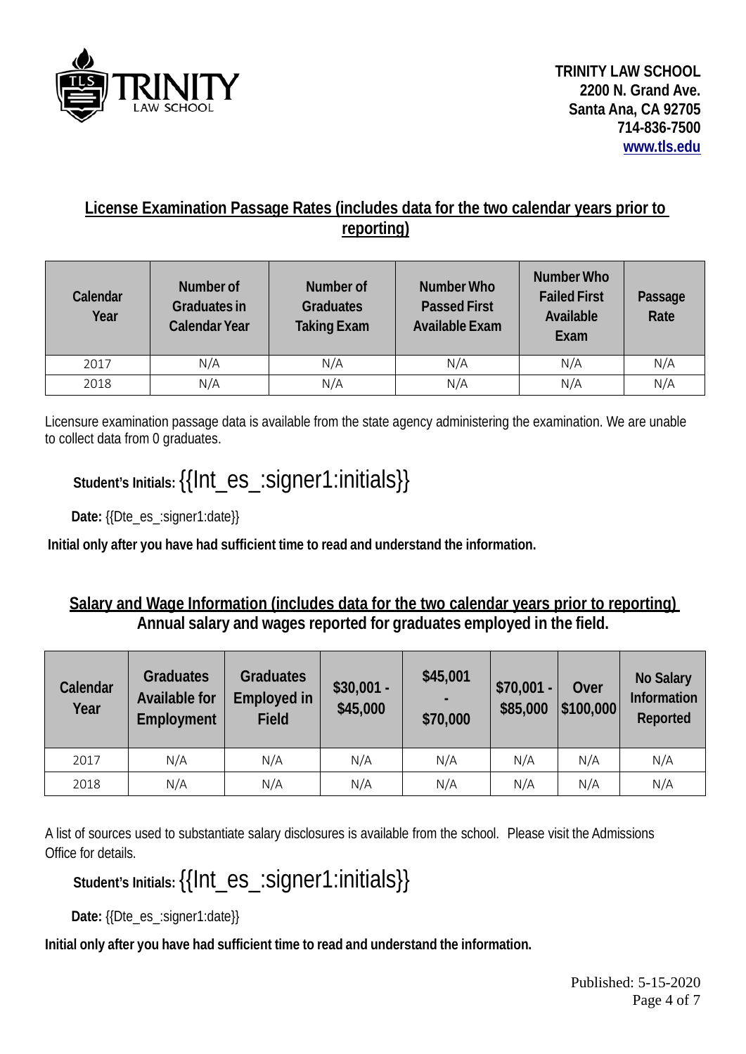**TRINITY LAW SCHOOL**
**2200 N. Grand Ave.**
**Santa Ana, CA 92705**
**714-836-7500**
**www.tls.edu**

## License Examination Passage Rates (includes data for the two calendar years prior to reporting)

| Calendar Year | Number of Graduates in Calendar Year | Number of Graduates Taking Exam | Number Who Passed First Available Exam | Number Who Failed First Available Exam | Passage Rate |
|---|---|---|---|---|---|
| 2017 | N/A | N/A | N/A | N/A | N/A |
| 2018 | N/A | N/A | N/A | N/A | N/A |

Licensure examination passage data is available from the state agency administering the examination. We are unable to collect data from 0 graduates.

**Student's Initials:** {{Int_es_:signer1:initials}}

**Date:** {{Dte_es_:signer1:date}}

**Initial only after you have had sufficient time to read and understand the information.**

## Salary and Wage Information (includes data for the two calendar years prior to reporting) Annual salary and wages reported for graduates employed in the field.

| Calendar Year | Graduates Available for Employment | Graduates Employed in Field | $30,001 - $45,000 | $45,001 - $70,000 | $70,001 - $85,000 | Over $100,000 | No Salary Information Reported |
|---|---|---|---|---|---|---|---|
| 2017 | N/A | N/A | N/A | N/A | N/A | N/A | N/A |
| 2018 | N/A | N/A | N/A | N/A | N/A | N/A | N/A |

A list of sources used to substantiate salary disclosures is available from the school. Please visit the Admissions Office for details.

**Student's Initials:** {{Int_es_:signer1:initials}}

**Date:** {{Dte_es_:signer1:date}}

**Initial only after you have had sufficient time to read and understand the information.**

Published: 5-15-2020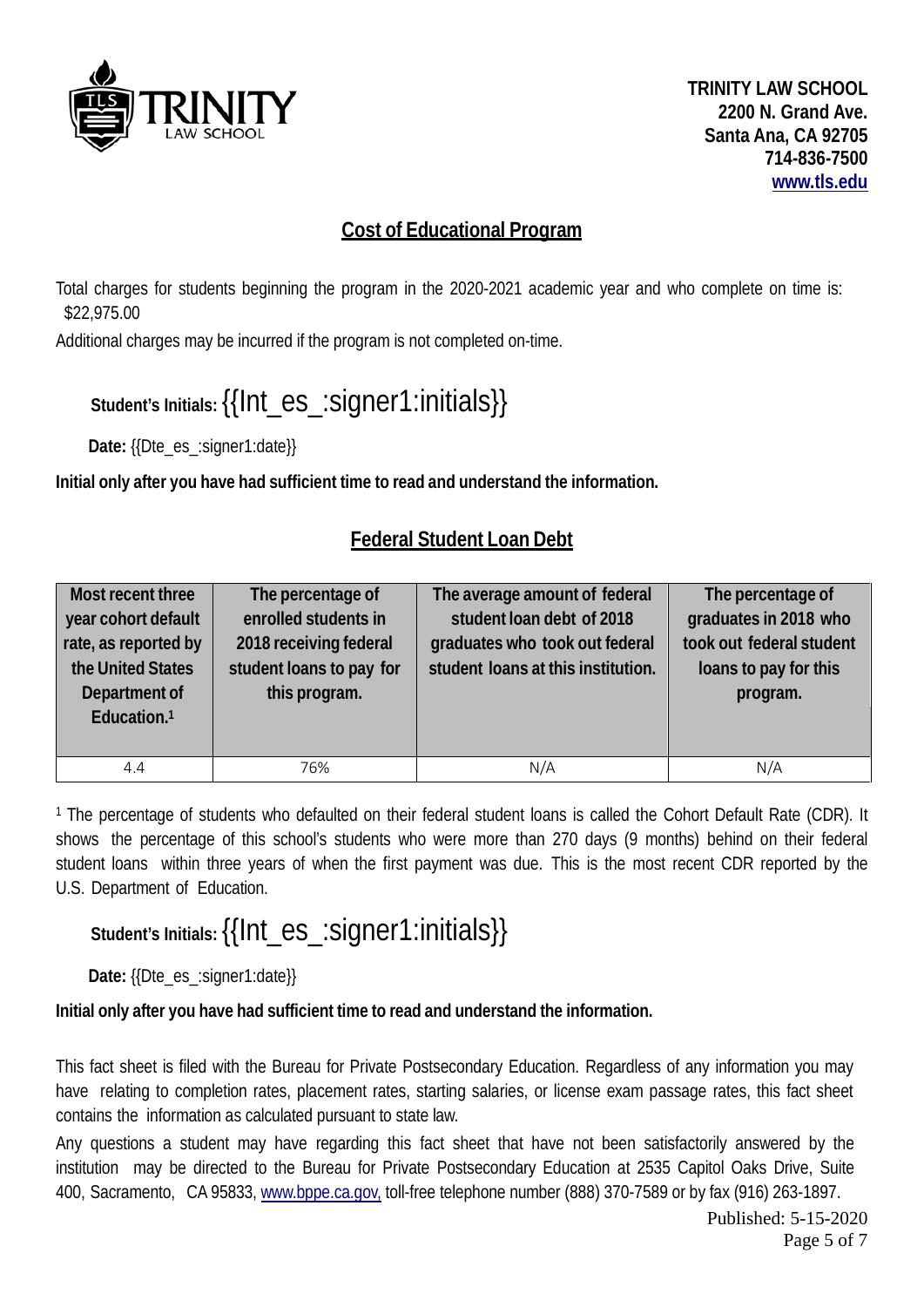TRINITY LAW SCHOOL
2200 N. Grand Ave.
Santa Ana, CA 92705
714-836-7500
www.tls.edu

## Cost of Educational Program

Total charges for students beginning the program in the 2020-2021 academic year and who complete on time is: $22,975.00

Additional charges may be incurred if the program is not completed on-time.

**Student's Initials:** {{Int_es_:signer1:initials}}

**Date:** {{Dte_es_:signer1:date}}

**Initial only after you have had sufficient time to read and understand the information.**

## Federal Student Loan Debt

| Most recent three year cohort default rate, as reported by the United States Department of Education.[1] | The percentage of enrolled students in 2018 receiving federal student loans to pay for this program. | The average amount of federal student loan debt of 2018 graduates who took out federal student loans at this institution. | The percentage of graduates in 2018 who took out federal student loans to pay for this program. |
|---|---|---|---|
| 4.4 | 76% | N/A | N/A |

[1] The percentage of students who defaulted on their federal student loans is called the Cohort Default Rate (CDR). It shows the percentage of this school's students who were more than 270 days (9 months) behind on their federal student loans within three years of when the first payment was due. This is the most recent CDR reported by the U.S. Department of Education.

**Student's Initials:** {{Int_es_:signer1:initials}}

**Date:** {{Dte_es_:signer1:date}}

**Initial only after you have had sufficient time to read and understand the information.**

This fact sheet is filed with the Bureau for Private Postsecondary Education. Regardless of any information you may have relating to completion rates, placement rates, starting salaries, or license exam passage rates, this fact sheet contains the information as calculated pursuant to state law.

Any questions a student may have regarding this fact sheet that have not been satisfactorily answered by the institution may be directed to the Bureau for Private Postsecondary Education at 2535 Capitol Oaks Drive, Suite 400, Sacramento, CA 95833, www.bppe.ca.gov, toll-free telephone number (888) 370-7589 or by fax (916) 263-1897.

Published: 5-15-2020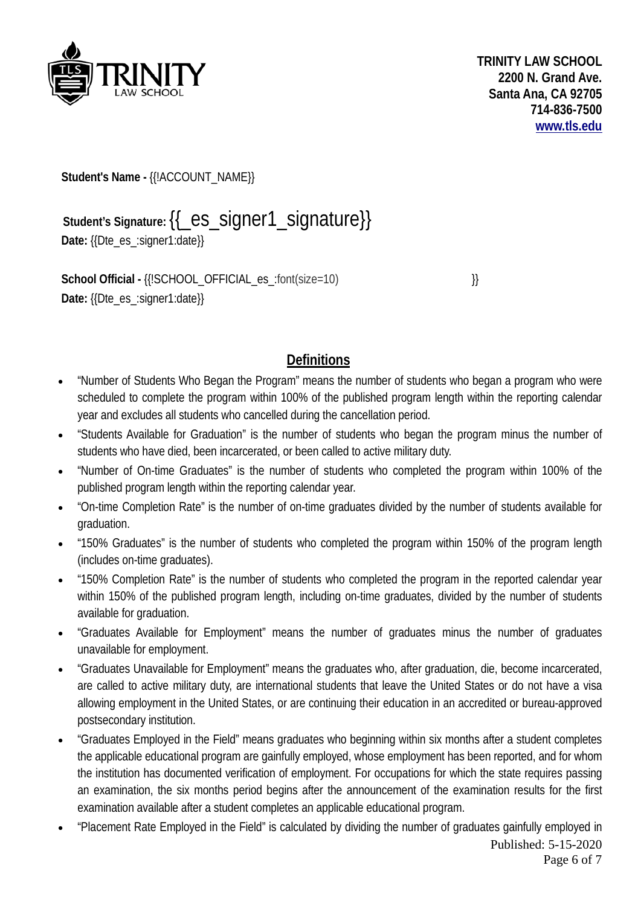**TRINITY LAW SCHOOL**
**2200 N. Grand Ave.**
**Santa Ana, CA 92705**
**714-836-7500**
**www.tls.edu**

**Student's Name -** {{!ACCOUNT_NAME}}

**Student's Signature:** {{_es_signer1_signature}}
**Date:** {{Dte_es_:signer1:date}}

**School Official -** {{!SCHOOL_OFFICIAL_es_:font(size=10) }}
**Date:** {{Dte_es_:signer1:date}}

## Definitions

- "Number of Students Who Began the Program" means the number of students who began a program who were scheduled to complete the program within 100% of the published program length within the reporting calendar year and excludes all students who cancelled during the cancellation period.
- "Students Available for Graduation" is the number of students who began the program minus the number of students who have died, been incarcerated, or been called to active military duty.
- "Number of On-time Graduates" is the number of students who completed the program within 100% of the published program length within the reporting calendar year.
- "On-time Completion Rate" is the number of on-time graduates divided by the number of students available for graduation.
- "150% Graduates" is the number of students who completed the program within 150% of the program length (includes on-time graduates).
- "150% Completion Rate" is the number of students who completed the program in the reported calendar year within 150% of the published program length, including on-time graduates, divided by the number of students available for graduation.
- "Graduates Available for Employment" means the number of graduates minus the number of graduates unavailable for employment.
- "Graduates Unavailable for Employment" means the graduates who, after graduation, die, become incarcerated, are called to active military duty, are international students that leave the United States or do not have a visa allowing employment in the United States, or are continuing their education in an accredited or bureau-approved postsecondary institution.
- "Graduates Employed in the Field" means graduates who beginning within six months after a student completes the applicable educational program are gainfully employed, whose employment has been reported, and for whom the institution has documented verification of employment. For occupations for which the state requires passing an examination, the six months period begins after the announcement of the examination results for the first examination available after a student completes an applicable educational program.
- "Placement Rate Employed in the Field" is calculated by dividing the number of graduates gainfully employed in

Published: 5-15-2020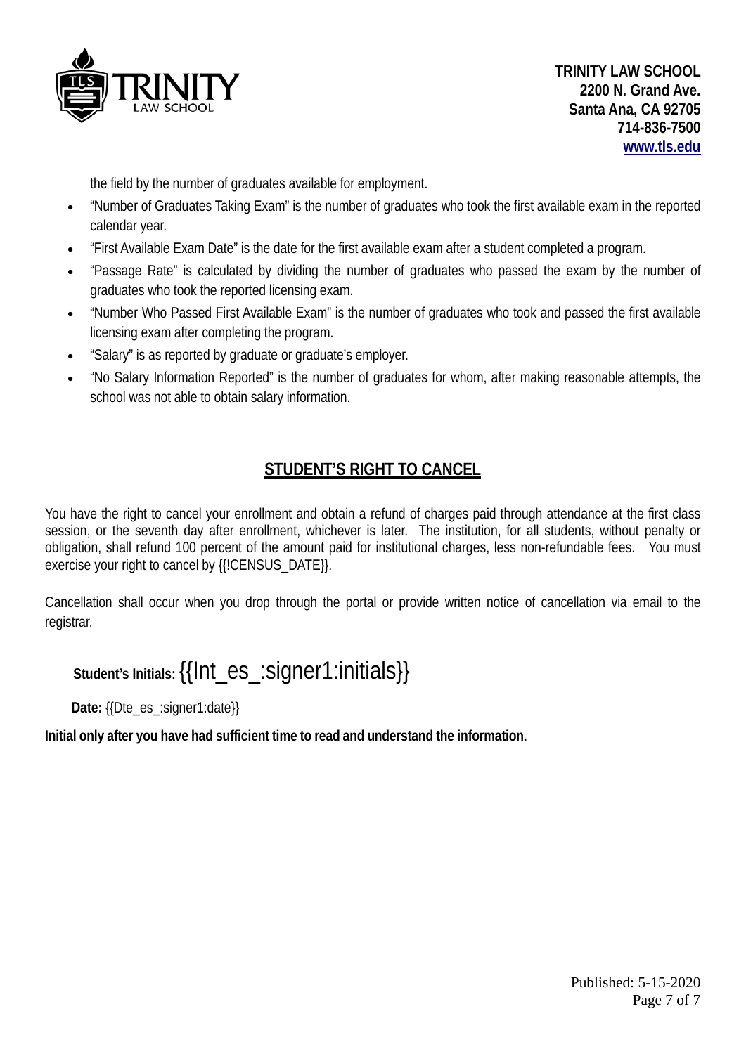the field by the number of graduates available for employment.

- "Number of Graduates Taking Exam" is the number of graduates who took the first available exam in the reported calendar year.
- "First Available Exam Date" is the date for the first available exam after a student completed a program.
- "Passage Rate" is calculated by dividing the number of graduates who passed the exam by the number of graduates who took the reported licensing exam.
- "Number Who Passed First Available Exam" is the number of graduates who took and passed the first available licensing exam after completing the program.
- "Salary" is as reported by graduate or graduate's employer.
- "No Salary Information Reported" is the number of graduates for whom, after making reasonable attempts, the school was not able to obtain salary information.

## STUDENT'S RIGHT TO CANCEL

You have the right to cancel your enrollment and obtain a refund of charges paid through attendance at the first class session, or the seventh day after enrollment, whichever is later. The institution, for all students, without penalty or obligation, shall refund 100 percent of the amount paid for institutional charges, less non-refundable fees. You must exercise your right to cancel by {{!CENSUS_DATE}}.

Cancellation shall occur when you drop through the portal or provide written notice of cancellation via email to the registrar.

**Student's Initials:** {{Int_es_:signer1:initials}}

**Date:** {{Dte_es_:signer1:date}}

**Initial only after you have had sufficient time to read and understand the information.**

Published: 5-15-2020